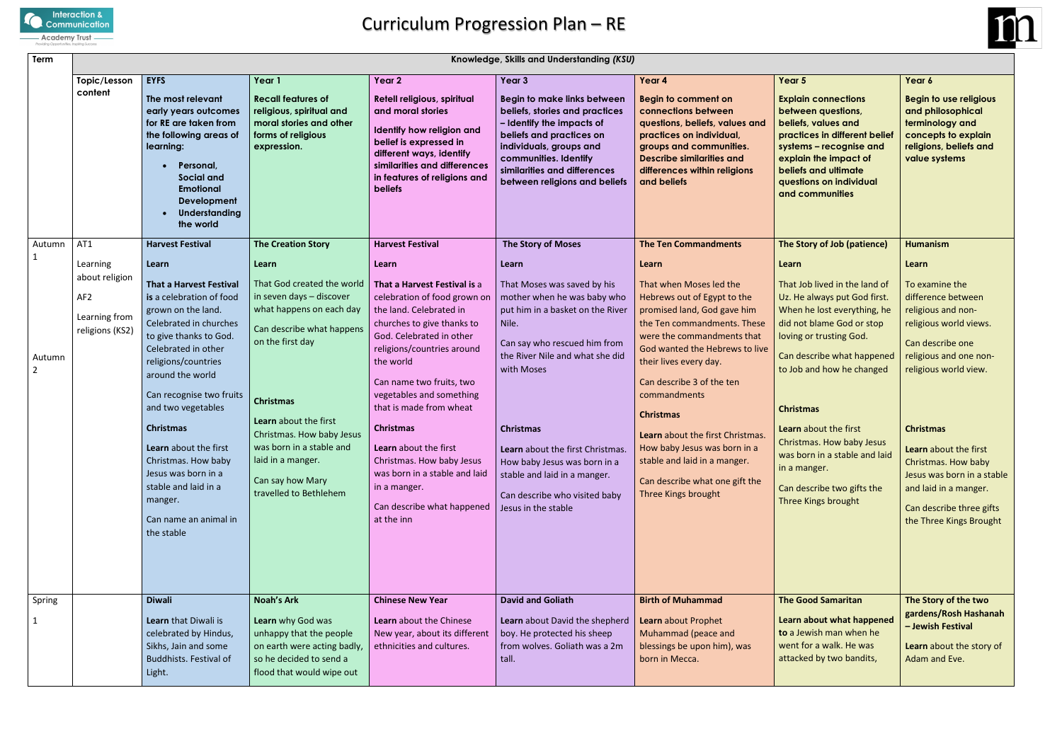# Curriculum Progression Plan – RE

| Term | Knowledge, Skills and Understanding *(KSU)* | | | | | | | |
|---|---|---|---|---|---|---|---|---|
| | **Topic/Lesson content** | **EYFS**<br><br>**The most relevant early years outcomes for RE are taken from the following areas of learning:**<br>• **Personal, Social and Emotional Development**<br>• **Understanding the world** | **Year 1**<br><br>**Recall features of religious, spiritual and moral stories and other forms of religious expression.** | **Year 2**<br><br>**Retell religious, spiritual and moral stories**<br><br>**Identify how religion and belief is expressed in different ways, identify similarities and differences in features of religions and beliefs** | **Year 3**<br><br>**Begin to make links between beliefs, stories and practices – Identify the impacts of beliefs and practices on individuals, groups and communities. Identify similarities and differences between religions and beliefs** | **Year 4**<br><br>**Begin to comment on connections between questions, beliefs, values and practices on individual, groups and communities. Describe similarities and differences within religions and beliefs** | **Year 5**<br><br>**Explain connections between questions, beliefs, values and practices in different belief systems – recognise and explain the impact of beliefs and ultimate questions on individual and communities** | **Year 6**<br><br>**Begin to use religious and philosophical terminology and concepts to explain religions, beliefs and value systems** |
| Autumn 1<br><br>Autumn 2 | AT1<br><br>Learning about religion<br><br>AF2<br><br>Learning from religions (KS2) | **Harvest Festival**<br><br>**Learn**<br><br>**That a Harvest Festival is** a celebration of food grown on the land. Celebrated in churches to give thanks to God. Celebrated in other religions/countries around the world<br><br>Can recognise two fruits and two vegetables<br><br>**Christmas**<br><br>**Learn** about the first Christmas. How baby Jesus was born in a stable and laid in a manger.<br><br>Can name an animal in the stable | **The Creation Story**<br><br>**Learn**<br><br>That God created the world in seven days – discover what happens on each day<br><br>Can describe what happens on the first day<br><br>**Christmas**<br><br>**Learn** about the first Christmas. How baby Jesus was born in a stable and laid in a manger.<br><br>Can say how Mary travelled to Bethlehem | **Harvest Festival**<br><br>**Learn**<br><br>**That a Harvest Festival is** a celebration of food grown on the land. Celebrated in churches to give thanks to God. Celebrated in other religions/countries around the world<br><br>Can name two fruits, two vegetables and something that is made from wheat<br><br>**Christmas**<br><br>**Learn** about the first Christmas. How baby Jesus was born in a stable and laid in a manger.<br><br>Can describe what happened at the inn | **The Story of Moses**<br><br>**Learn**<br><br>That Moses was saved by his mother when he was baby who put him in a basket on the River Nile.<br><br>Can say who rescued him from the River Nile and what she did with Moses<br><br>**Christmas**<br><br>**Learn** about the first Christmas. How baby Jesus was born in a stable and laid in a manger.<br><br>Can describe who visited baby Jesus in the stable | **The Ten Commandments**<br><br>**Learn**<br><br>That when Moses led the Hebrews out of Egypt to the promised land, God gave him the Ten commandments. These were the commandments that God wanted the Hebrews to live their lives every day.<br><br>Can describe 3 of the ten commandments<br><br>**Christmas**<br><br>**Learn** about the first Christmas. How baby Jesus was born in a stable and laid in a manger.<br><br>Can describe what one gift the Three Kings brought | **The Story of Job (patience)**<br><br>**Learn**<br><br>That Job lived in the land of Uz. He always put God first. When he lost everything, he did not blame God or stop loving or trusting God.<br><br>Can describe what happened to Job and how he changed<br><br>**Christmas**<br><br>**Learn** about the first Christmas. How baby Jesus was born in a stable and laid in a manger.<br><br>Can describe two gifts the Three Kings brought | **Humanism**<br><br>**Learn**<br><br>To examine the difference between religious and non-religious world views.<br><br>Can describe one religious and one non-religious world view.<br><br>**Christmas**<br><br>**Learn** about the first Christmas. How baby Jesus was born in a stable and laid in a manger.<br><br>Can describe three gifts the Three Kings Brought |
| Spring 1 | | **Diwali**<br><br>**Learn** that Diwali is celebrated by Hindus, Sikhs, Jain and some Buddhists. Festival of Light. | **Noah's Ark**<br><br>**Learn** why God was unhappy that the people on earth were acting badly, so he decided to send a flood that would wipe out | **Chinese New Year**<br><br>**Learn** about the Chinese New year, about its different ethnicities and cultures. | **David and Goliath**<br><br>**Learn** about David the shepherd boy. He protected his sheep from wolves. Goliath was a 2m tall. | **Birth of Muhammad**<br><br>**Learn** about Prophet Muhammad (peace and blessings be upon him), was born in Mecca. | **The Good Samaritan**<br><br>**Learn about what happened to** a Jewish man when he went for a walk. He was attacked by two bandits, | **The Story of the two gardens/Rosh Hashanah – Jewish Festival**<br><br>**Learn** about the story of Adam and Eve. |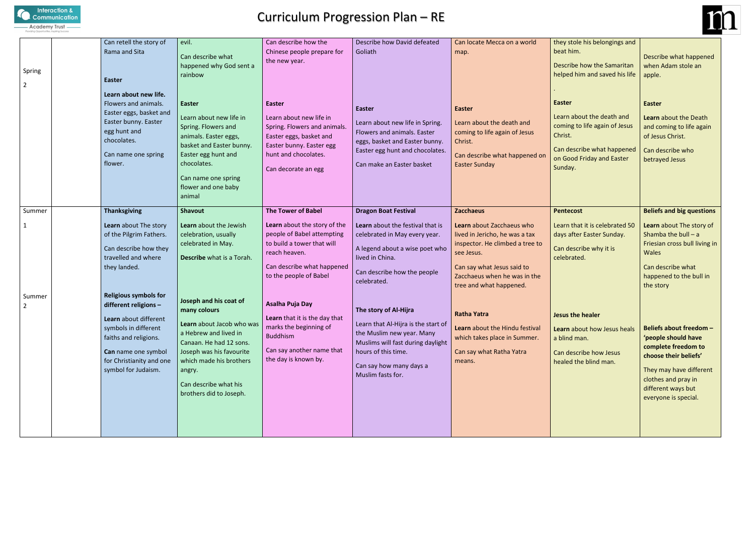# Curriculum Progression Plan – RE

| | | | | | | | | |
|---|---|---|---|---|---|---|---|---|
| Spring 2 | | Can retell the story of Rama and Sita<br><br>**Easter**<br><br>**Learn about new life.** Flowers and animals. Easter eggs, basket and Easter bunny. Easter egg hunt and chocolates.<br><br>Can name one spring flower. | evil.<br><br>Can describe what happened why God sent a rainbow<br><br>**Easter**<br><br>Learn about new life in Spring. Flowers and animals. Easter eggs, basket and Easter bunny. Easter egg hunt and chocolates.<br><br>Can name one spring flower and one baby animal | Can describe how the Chinese people prepare for the new year.<br><br>**Easter**<br><br>Learn about new life in Spring. Flowers and animals. Easter eggs, basket and Easter bunny. Easter egg hunt and chocolates.<br><br>Can decorate an egg | Describe how David defeated Goliath<br><br>**Easter**<br><br>Learn about new life in Spring. Flowers and animals. Easter eggs, basket and Easter bunny. Easter egg hunt and chocolates.<br><br>Can make an Easter basket | Can locate Mecca on a world map.<br><br>**Easter**<br><br>Learn about the death and coming to life again of Jesus Christ.<br><br>Can describe what happened on Easter Sunday | they stole his belongings and beat him.<br><br>Describe how the Samaritan helped him and saved his life<br><br>.<br><br>**Easter**<br><br>Learn about the death and coming to life again of Jesus Christ.<br><br>Can describe what happened on Good Friday and Easter Sunday. | Describe what happened when Adam stole an apple.<br><br>**Easter**<br><br>**Learn** about the Death and coming to life again of Jesus Christ.<br><br>Can describe who betrayed Jesus |
| Summer 1 | | **Thanksgiving**<br><br>**Learn** about The story of the Pilgrim Fathers.<br><br>Can describe how they travelled and where they landed. | **Shavout**<br><br>**Learn** about the Jewish celebration, usually celebrated in May.<br><br>**Describe** what is a Torah. | **The Tower of Babel**<br><br>**Learn** about the story of the people of Babel attempting to build a tower that will reach heaven.<br><br>Can describe what happened to the people of Babel | **Dragon Boat Festival**<br><br>**Learn** about the festival that is celebrated in May every year.<br><br>A legend about a wise poet who lived in China.<br><br>Can describe how the people celebrated. | **Zacchaeus**<br><br>**Learn** about Zacchaeus who lived in Jericho, he was a tax inspector. He climbed a tree to see Jesus.<br><br>Can say what Jesus said to Zacchaeus when he was in the tree and what happened. | **Pentecost**<br><br>Learn that it is celebrated 50 days after Easter Sunday.<br><br>Can describe why it is celebrated. | **Beliefs and big questions**<br><br>**Learn** about The story of Shamba the bull – a Friesian cross bull living in Wales<br><br>Can describe what happened to the bull in the story |
| Summer 2 | | **Religious symbols for different religions –**<br><br>**Learn** about different symbols in different faiths and religions.<br><br>**Can** name one symbol for Christianity and one symbol for Judaism. | **Joseph and his coat of many colours**<br><br>**Learn** about Jacob who was a Hebrew and lived in Canaan. He had 12 sons. Joseph was his favourite which made his brothers angry.<br><br>Can describe what his brothers did to Joseph. | **Asalha Puja Day**<br><br>**Learn** that it is the day that marks the beginning of Buddhism<br><br>Can say another name that the day is known by. | **The story of Al-Hijra**<br><br>Learn that Al-Hijra is the start of the Muslim new year. Many Muslims will fast during daylight hours of this time.<br><br>Can say how many days a Muslim fasts for. | **Ratha Yatra**<br><br>**Learn** about the Hindu festival which takes place in Summer.<br><br>Can say what Ratha Yatra means. | **Jesus the healer**<br><br>**Learn** about how Jesus heals a blind man.<br><br>Can describe how Jesus healed the blind man. | **Beliefs about freedom – 'people should have complete freedom to choose their beliefs'**<br><br>They may have different clothes and pray in different ways but everyone is special. |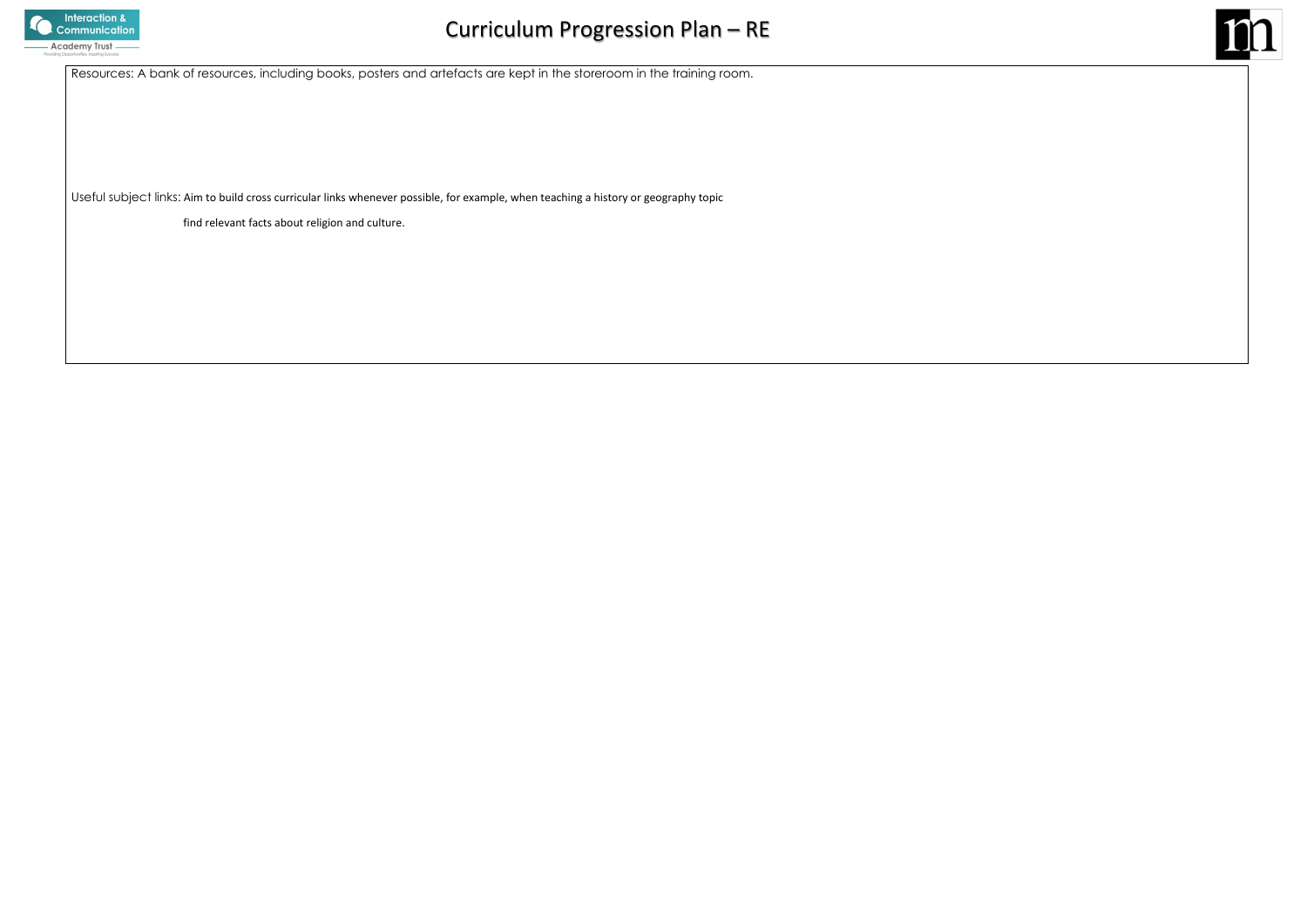Resources: A bank of resources, including books, posters and artefacts are kept in the storeroom in the training room.

Useful subject links: Aim to build cross curricular links whenever possible, for example, when teaching a history or geography topic find relevant facts about religion and culture.